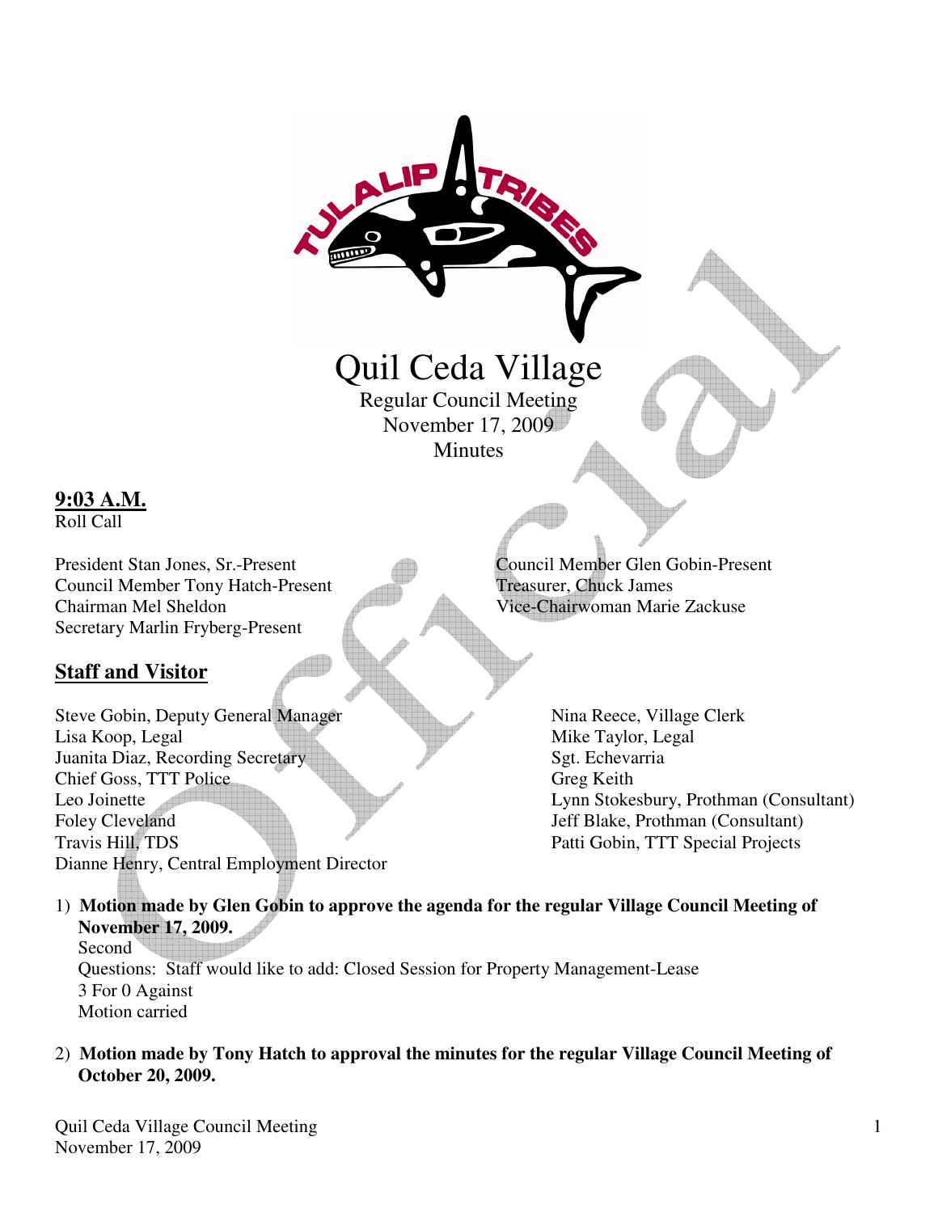# Quil Ceda Village

Regular Council Meeting
November 17, 2009
Minutes

**9:03 A.M.**
Roll Call

President Stan Jones, Sr.-Present
Council Member Tony Hatch-Present
Chairman Mel Sheldon
Secretary Marlin Fryberg-Present
Council Member Glen Gobin-Present
Treasurer, Chuck James
Vice-Chairwoman Marie Zackuse

## Staff and Visitor

Steve Gobin, Deputy General Manager
Lisa Koop, Legal
Juanita Diaz, Recording Secretary
Chief Goss, TTT Police
Leo Joinette
Foley Cleveland
Travis Hill, TDS
Dianne Henry, Central Employment Director
Nina Reece, Village Clerk
Mike Taylor, Legal
Sgt. Echevarria
Greg Keith
Lynn Stokesbury, Prothman (Consultant)
Jeff Blake, Prothman (Consultant)
Patti Gobin, TTT Special Projects

1) **Motion made by Glen Gobin to approve the agenda for the regular Village Council Meeting of November 17, 2009.**
   Second
   Questions: Staff would like to add: Closed Session for Property Management-Lease
   3 For 0 Against
   Motion carried

2) **Motion made by Tony Hatch to approval the minutes for the regular Village Council Meeting of October 20, 2009.**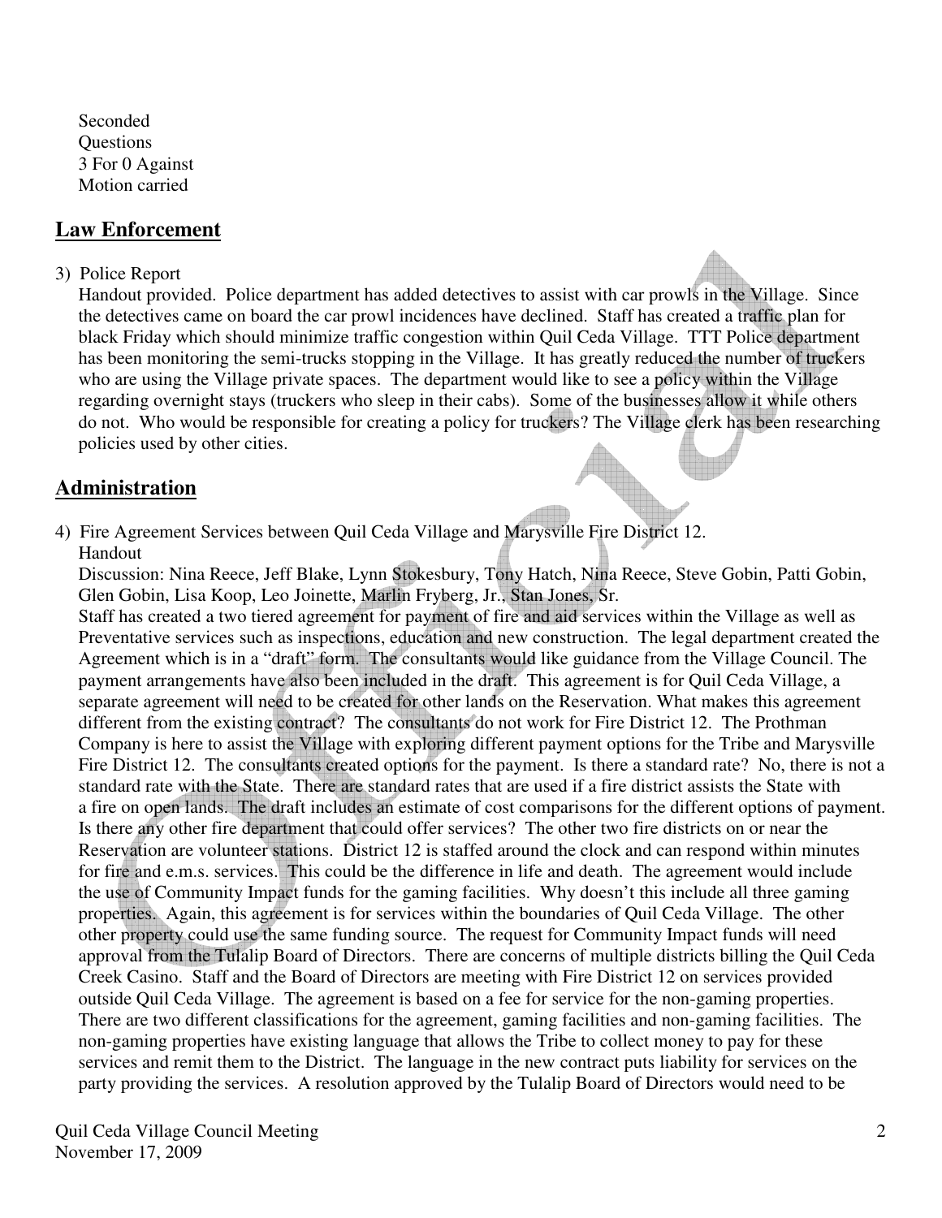Seconded
Questions
3 For 0 Against
Motion carried

## Law Enforcement

3) Police Report

Handout provided. Police department has added detectives to assist with car prowls in the Village. Since the detectives came on board the car prowl incidences have declined. Staff has created a traffic plan for black Friday which should minimize traffic congestion within Quil Ceda Village. TTT Police department has been monitoring the semi-trucks stopping in the Village. It has greatly reduced the number of truckers who are using the Village private spaces. The department would like to see a policy within the Village regarding overnight stays (truckers who sleep in their cabs). Some of the businesses allow it while others do not. Who would be responsible for creating a policy for truckers? The Village clerk has been researching policies used by other cities.

## Administration

4) Fire Agreement Services between Quil Ceda Village and Marysville Fire District 12.

Handout

Discussion: Nina Reece, Jeff Blake, Lynn Stokesbury, Tony Hatch, Nina Reece, Steve Gobin, Patti Gobin, Glen Gobin, Lisa Koop, Leo Joinette, Marlin Fryberg, Jr., Stan Jones, Sr.

Staff has created a two tiered agreement for payment of fire and aid services within the Village as well as Preventative services such as inspections, education and new construction. The legal department created the Agreement which is in a "draft" form. The consultants would like guidance from the Village Council. The payment arrangements have also been included in the draft. This agreement is for Quil Ceda Village, a separate agreement will need to be created for other lands on the Reservation. What makes this agreement different from the existing contract? The consultants do not work for Fire District 12. The Prothman Company is here to assist the Village with exploring different payment options for the Tribe and Marysville Fire District 12. The consultants created options for the payment. Is there a standard rate? No, there is not a standard rate with the State. There are standard rates that are used if a fire district assists the State with a fire on open lands. The draft includes an estimate of cost comparisons for the different options of payment. Is there any other fire department that could offer services? The other two fire districts on or near the Reservation are volunteer stations. District 12 is staffed around the clock and can respond within minutes for fire and e.m.s. services. This could be the difference in life and death. The agreement would include the use of Community Impact funds for the gaming facilities. Why doesn't this include all three gaming properties. Again, this agreement is for services within the boundaries of Quil Ceda Village. The other other property could use the same funding source. The request for Community Impact funds will need approval from the Tulalip Board of Directors. There are concerns of multiple districts billing the Quil Ceda Creek Casino. Staff and the Board of Directors are meeting with Fire District 12 on services provided outside Quil Ceda Village. The agreement is based on a fee for service for the non-gaming properties. There are two different classifications for the agreement, gaming facilities and non-gaming facilities. The non-gaming properties have existing language that allows the Tribe to collect money to pay for these services and remit them to the District. The language in the new contract puts liability for services on the party providing the services. A resolution approved by the Tulalip Board of Directors would need to be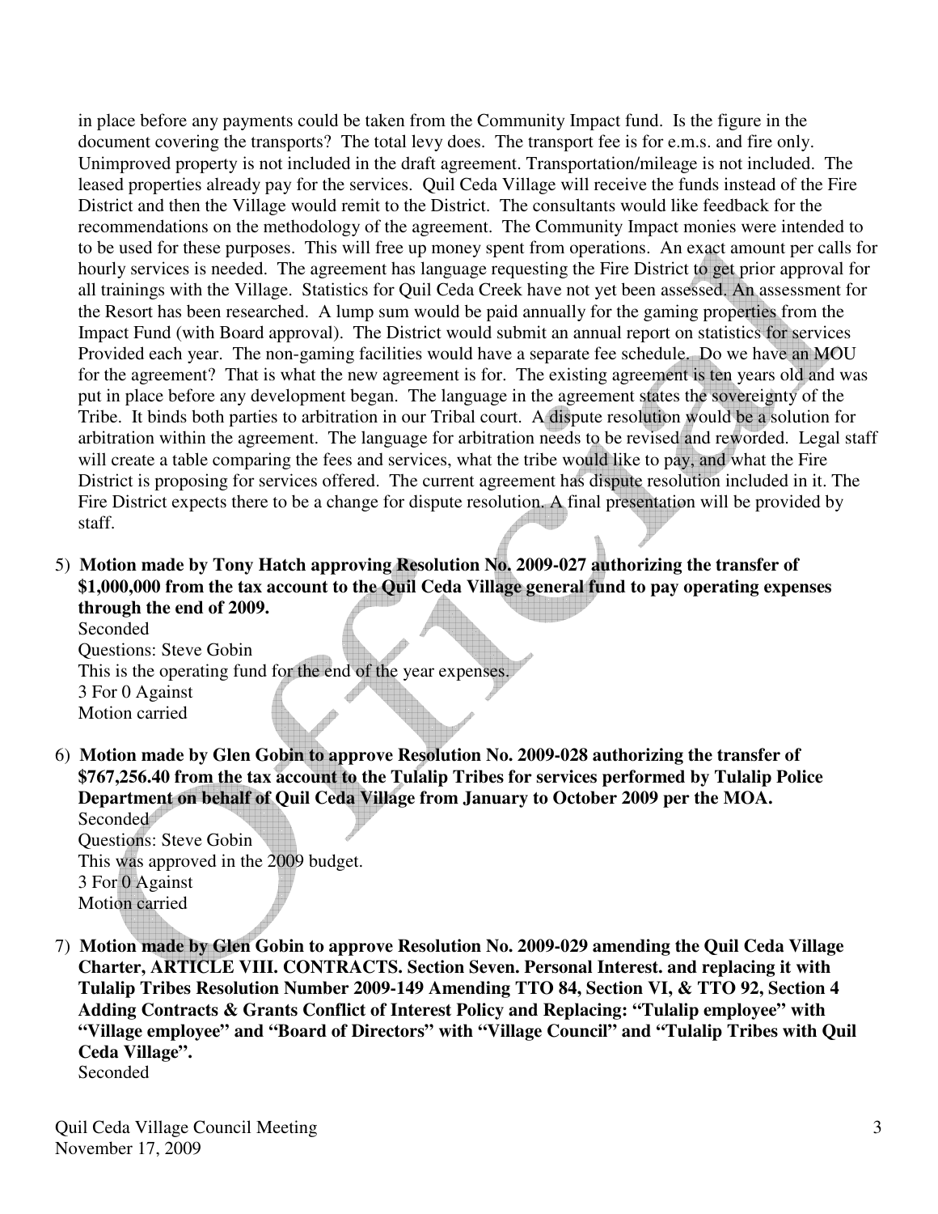in place before any payments could be taken from the Community Impact fund. Is the figure in the document covering the transports? The total levy does. The transport fee is for e.m.s. and fire only. Unimproved property is not included in the draft agreement. Transportation/mileage is not included. The leased properties already pay for the services. Quil Ceda Village will receive the funds instead of the Fire District and then the Village would remit to the District. The consultants would like feedback for the recommendations on the methodology of the agreement. The Community Impact monies were intended to to be used for these purposes. This will free up money spent from operations. An exact amount per calls for hourly services is needed. The agreement has language requesting the Fire District to get prior approval for all trainings with the Village. Statistics for Quil Ceda Creek have not yet been assessed. An assessment for the Resort has been researched. A lump sum would be paid annually for the gaming properties from the Impact Fund (with Board approval). The District would submit an annual report on statistics for services Provided each year. The non-gaming facilities would have a separate fee schedule. Do we have an MOU for the agreement? That is what the new agreement is for. The existing agreement is ten years old and was put in place before any development began. The language in the agreement states the sovereignty of the Tribe. It binds both parties to arbitration in our Tribal court. A dispute resolution would be a solution for arbitration within the agreement. The language for arbitration needs to be revised and reworded. Legal staff will create a table comparing the fees and services, what the tribe would like to pay, and what the Fire District is proposing for services offered. The current agreement has dispute resolution included in it. The Fire District expects there to be a change for dispute resolution. A final presentation will be provided by staff.

5) **Motion made by Tony Hatch approving Resolution No. 2009-027 authorizing the transfer of $1,000,000 from the tax account to the Quil Ceda Village general fund to pay operating expenses through the end of 2009.**
   Seconded
   Questions: Steve Gobin
   This is the operating fund for the end of the year expenses.
   3 For 0 Against
   Motion carried

6) **Motion made by Glen Gobin to approve Resolution No. 2009-028 authorizing the transfer of $767,256.40 from the tax account to the Tulalip Tribes for services performed by Tulalip Police Department on behalf of Quil Ceda Village from January to October 2009 per the MOA.**
   Seconded
   Questions: Steve Gobin
   This was approved in the 2009 budget.
   3 For 0 Against
   Motion carried

7) **Motion made by Glen Gobin to approve Resolution No. 2009-029 amending the Quil Ceda Village Charter, ARTICLE VIII. CONTRACTS. Section Seven. Personal Interest. and replacing it with Tulalip Tribes Resolution Number 2009-149 Amending TTO 84, Section VI, & TTO 92, Section 4 Adding Contracts & Grants Conflict of Interest Policy and Replacing: "Tulalip employee" with "Village employee" and "Board of Directors" with "Village Council" and "Tulalip Tribes with Quil Ceda Village".**
   Seconded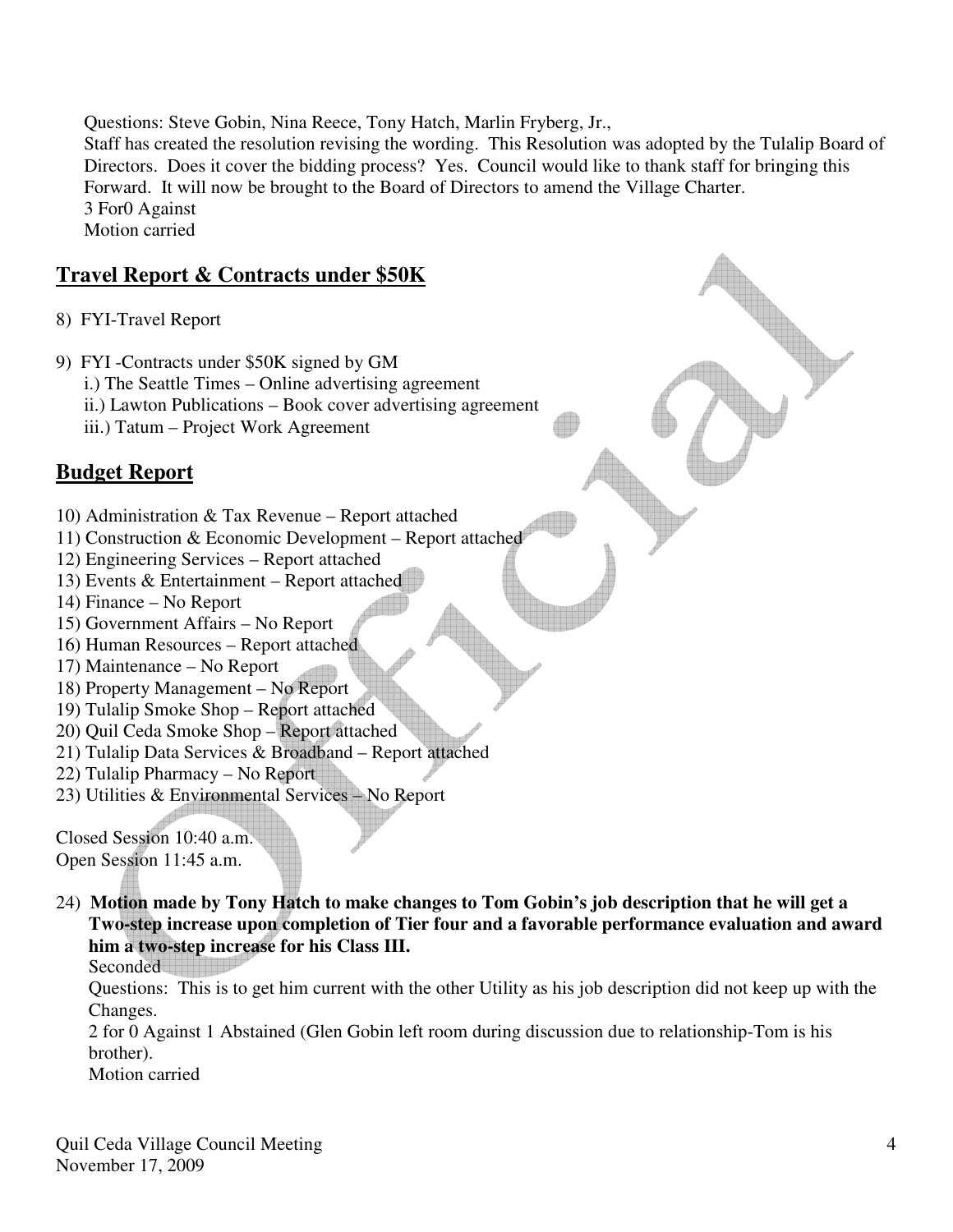Questions: Steve Gobin, Nina Reece, Tony Hatch, Marlin Fryberg, Jr.,
Staff has created the resolution revising the wording. This Resolution was adopted by the Tulalip Board of Directors. Does it cover the bidding process? Yes. Council would like to thank staff for bringing this Forward. It will now be brought to the Board of Directors to amend the Village Charter.
3 For0 Against
Motion carried

## Travel Report & Contracts under $50K

8) FYI-Travel Report

9) FYI -Contracts under $50K signed by GM
   i.) The Seattle Times – Online advertising agreement
   ii.) Lawton Publications – Book cover advertising agreement
   iii.) Tatum – Project Work Agreement

## Budget Report

10) Administration & Tax Revenue – Report attached
11) Construction & Economic Development – Report attached
12) Engineering Services – Report attached
13) Events & Entertainment – Report attached
14) Finance – No Report
15) Government Affairs – No Report
16) Human Resources – Report attached
17) Maintenance – No Report
18) Property Management – No Report
19) Tulalip Smoke Shop – Report attached
20) Quil Ceda Smoke Shop – Report attached
21) Tulalip Data Services & Broadband – Report attached
22) Tulalip Pharmacy – No Report
23) Utilities & Environmental Services – No Report

Closed Session 10:40 a.m.
Open Session 11:45 a.m.

24) **Motion made by Tony Hatch to make changes to Tom Gobin's job description that he will get a Two-step increase upon completion of Tier four and a favorable performance evaluation and award him a two-step increase for his Class III.**
   Seconded
   Questions: This is to get him current with the other Utility as his job description did not keep up with the Changes.
   2 for 0 Against 1 Abstained (Glen Gobin left room during discussion due to relationship-Tom is his brother).
   Motion carried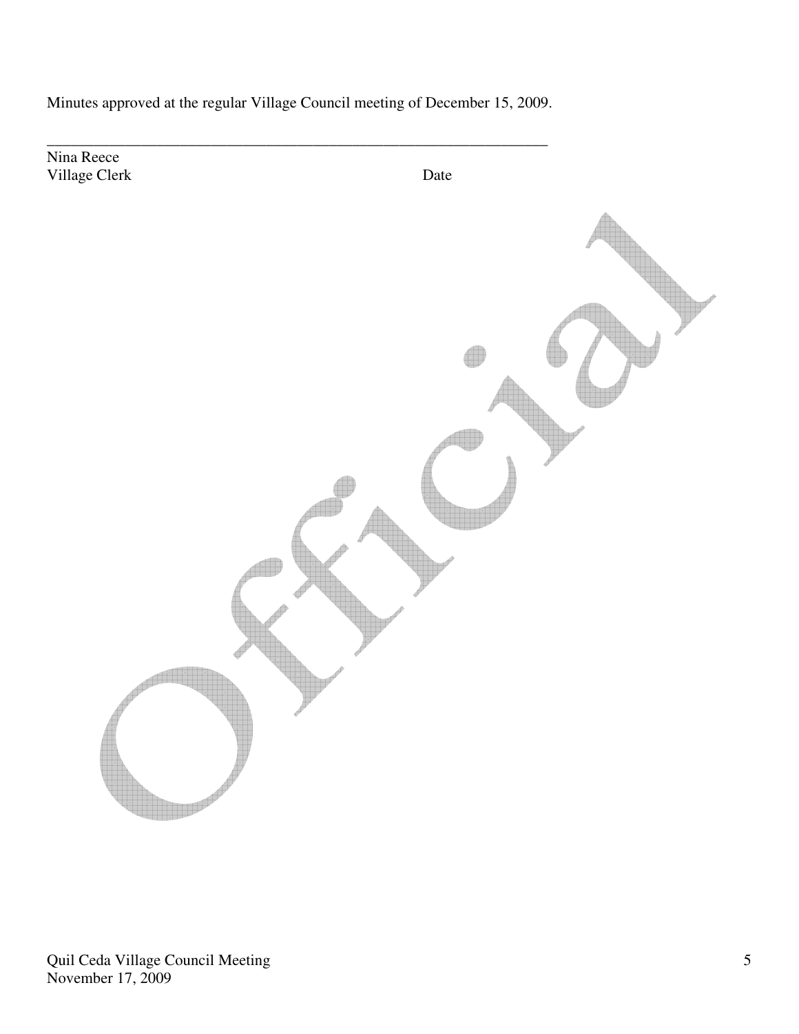Minutes approved at the regular Village Council meeting of December 15, 2009.

\_\_\_\_\_\_\_\_\_\_\_\_\_\_\_\_\_\_\_\_\_\_\_\_\_\_\_\_\_\_\_\_\_\_\_\_\_\_\_\_\_\_\_\_\_\_\_\_\_\_\_\_\_\_\_\_\_\_\_\_

Nina Reece
Village Clerk Date